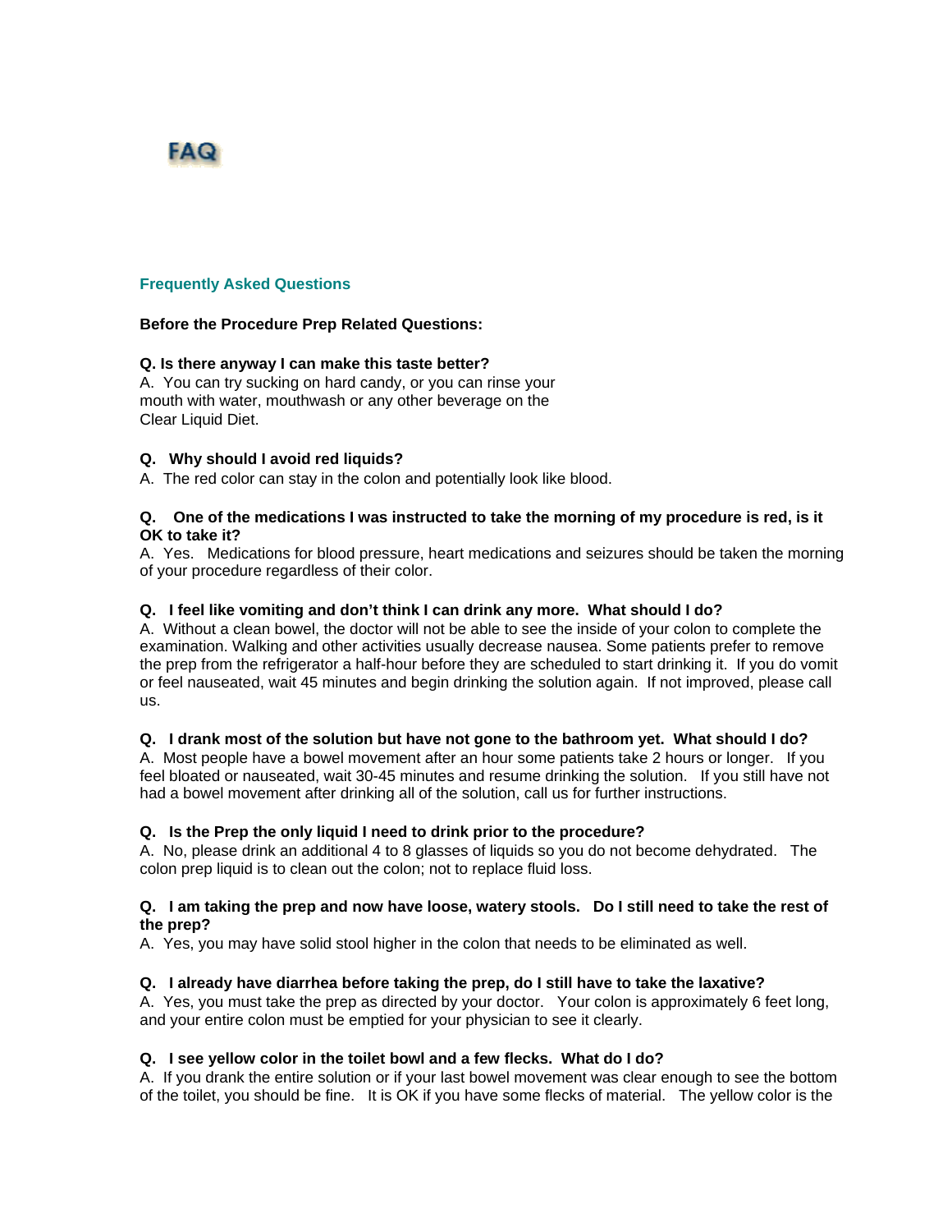# FAQ

## Frequently Asked Questions

**Before the Procedure Prep Related Questions:**

**Q. Is there anyway I can make this taste better?**
A. You can try sucking on hard candy, or you can rinse your mouth with water, mouthwash or any other beverage on the Clear Liquid Diet.

**Q. Why should I avoid red liquids?**
A. The red color can stay in the colon and potentially look like blood.

**Q. One of the medications I was instructed to take the morning of my procedure is red, is it OK to take it?**
A. Yes. Medications for blood pressure, heart medications and seizures should be taken the morning of your procedure regardless of their color.

**Q. I feel like vomiting and don't think I can drink any more. What should I do?**
A. Without a clean bowel, the doctor will not be able to see the inside of your colon to complete the examination. Walking and other activities usually decrease nausea. Some patients prefer to remove the prep from the refrigerator a half-hour before they are scheduled to start drinking it. If you do vomit or feel nauseated, wait 45 minutes and begin drinking the solution again. If not improved, please call us.

**Q. I drank most of the solution but have not gone to the bathroom yet. What should I do?**
A. Most people have a bowel movement after an hour some patients take 2 hours or longer. If you feel bloated or nauseated, wait 30-45 minutes and resume drinking the solution. If you still have not had a bowel movement after drinking all of the solution, call us for further instructions.

**Q. Is the Prep the only liquid I need to drink prior to the procedure?**
A. No, please drink an additional 4 to 8 glasses of liquids so you do not become dehydrated. The colon prep liquid is to clean out the colon; not to replace fluid loss.

**Q. I am taking the prep and now have loose, watery stools. Do I still need to take the rest of the prep?**
A. Yes, you may have solid stool higher in the colon that needs to be eliminated as well.

**Q. I already have diarrhea before taking the prep, do I still have to take the laxative?**
A. Yes, you must take the prep as directed by your doctor. Your colon is approximately 6 feet long, and your entire colon must be emptied for your physician to see it clearly.

**Q. I see yellow color in the toilet bowl and a few flecks. What do I do?**
A. If you drank the entire solution or if your last bowel movement was clear enough to see the bottom of the toilet, you should be fine. It is OK if you have some flecks of material. The yellow color is the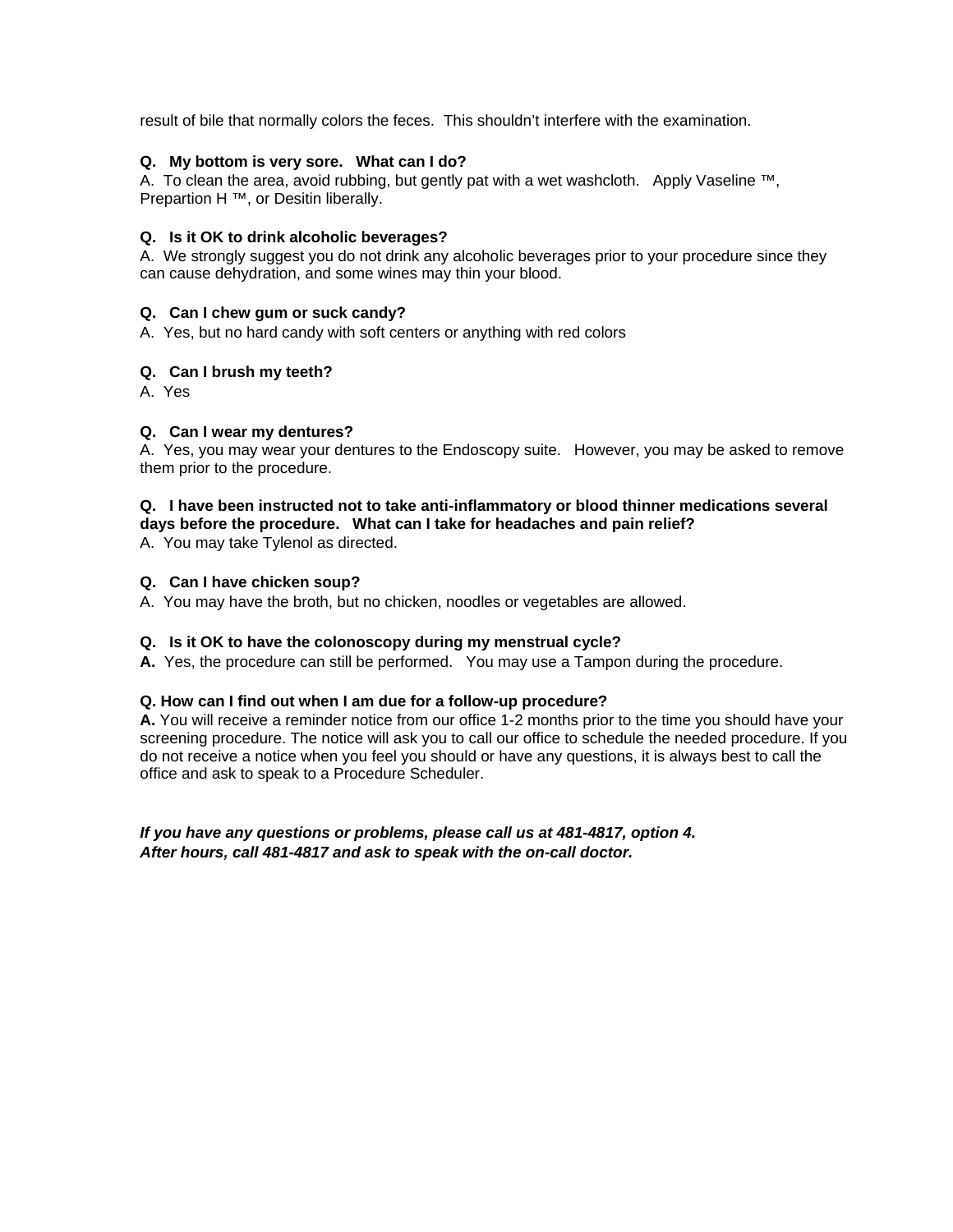result of bile that normally colors the feces. This shouldn't interfere with the examination.

**Q. My bottom is very sore. What can I do?**
A. To clean the area, avoid rubbing, but gently pat with a wet washcloth. Apply Vaseline ™, Prepartion H ™, or Desitin liberally.

**Q. Is it OK to drink alcoholic beverages?**
A. We strongly suggest you do not drink any alcoholic beverages prior to your procedure since they can cause dehydration, and some wines may thin your blood.

**Q. Can I chew gum or suck candy?**
A. Yes, but no hard candy with soft centers or anything with red colors

**Q. Can I brush my teeth?**
A. Yes

**Q. Can I wear my dentures?**
A. Yes, you may wear your dentures to the Endoscopy suite. However, you may be asked to remove them prior to the procedure.

**Q. I have been instructed not to take anti-inflammatory or blood thinner medications several days before the procedure. What can I take for headaches and pain relief?**
A. You may take Tylenol as directed.

**Q. Can I have chicken soup?**
A. You may have the broth, but no chicken, noodles or vegetables are allowed.

**Q. Is it OK to have the colonoscopy during my menstrual cycle?**
**A.** Yes, the procedure can still be performed. You may use a Tampon during the procedure.

**Q. How can I find out when I am due for a follow-up procedure?**
**A.** You will receive a reminder notice from our office 1-2 months prior to the time you should have your screening procedure. The notice will ask you to call our office to schedule the needed procedure. If you do not receive a notice when you feel you should or have any questions, it is always best to call the office and ask to speak to a Procedure Scheduler.

***If you have any questions or problems, please call us at 481-4817, option 4.***
***After hours, call 481-4817 and ask to speak with the on-call doctor.***